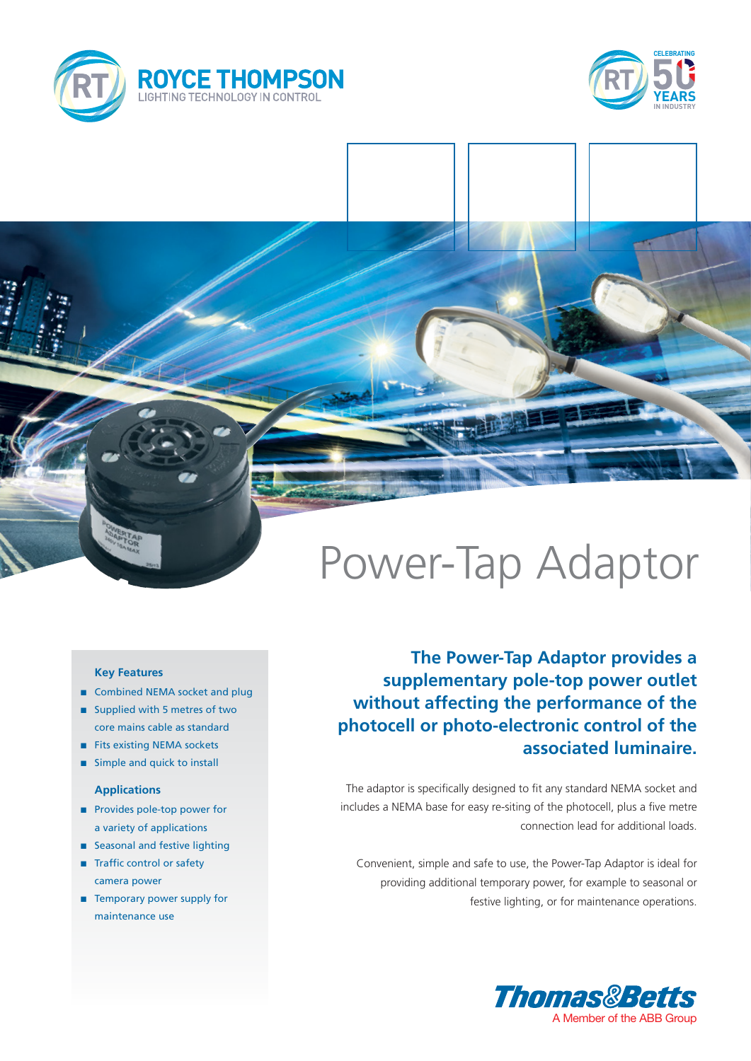ROYCE THOMPSON
LIGHTING TECHNOLOGY IN CONTROL

CELEBRATING 50 YEARS IN INDUSTRY

# Power-Tap Adaptor

### Key Features

- Combined NEMA socket and plug
- Supplied with 5 metres of two core mains cable as standard
- Fits existing NEMA sockets
- Simple and quick to install

### Applications

- Provides pole-top power for a variety of applications
- Seasonal and festive lighting
- Traffic control or safety camera power
- Temporary power supply for maintenance use

## The Power-Tap Adaptor provides a supplementary pole-top power outlet without affecting the performance of the photocell or photo-electronic control of the associated luminaire.

The adaptor is specifically designed to fit any standard NEMA socket and includes a NEMA base for easy re-siting of the photocell, plus a five metre connection lead for additional loads.

Convenient, simple and safe to use, the Power-Tap Adaptor is ideal for providing additional temporary power, for example to seasonal or festive lighting, or for maintenance operations.

Thomas&Betts
A Member of the ABB Group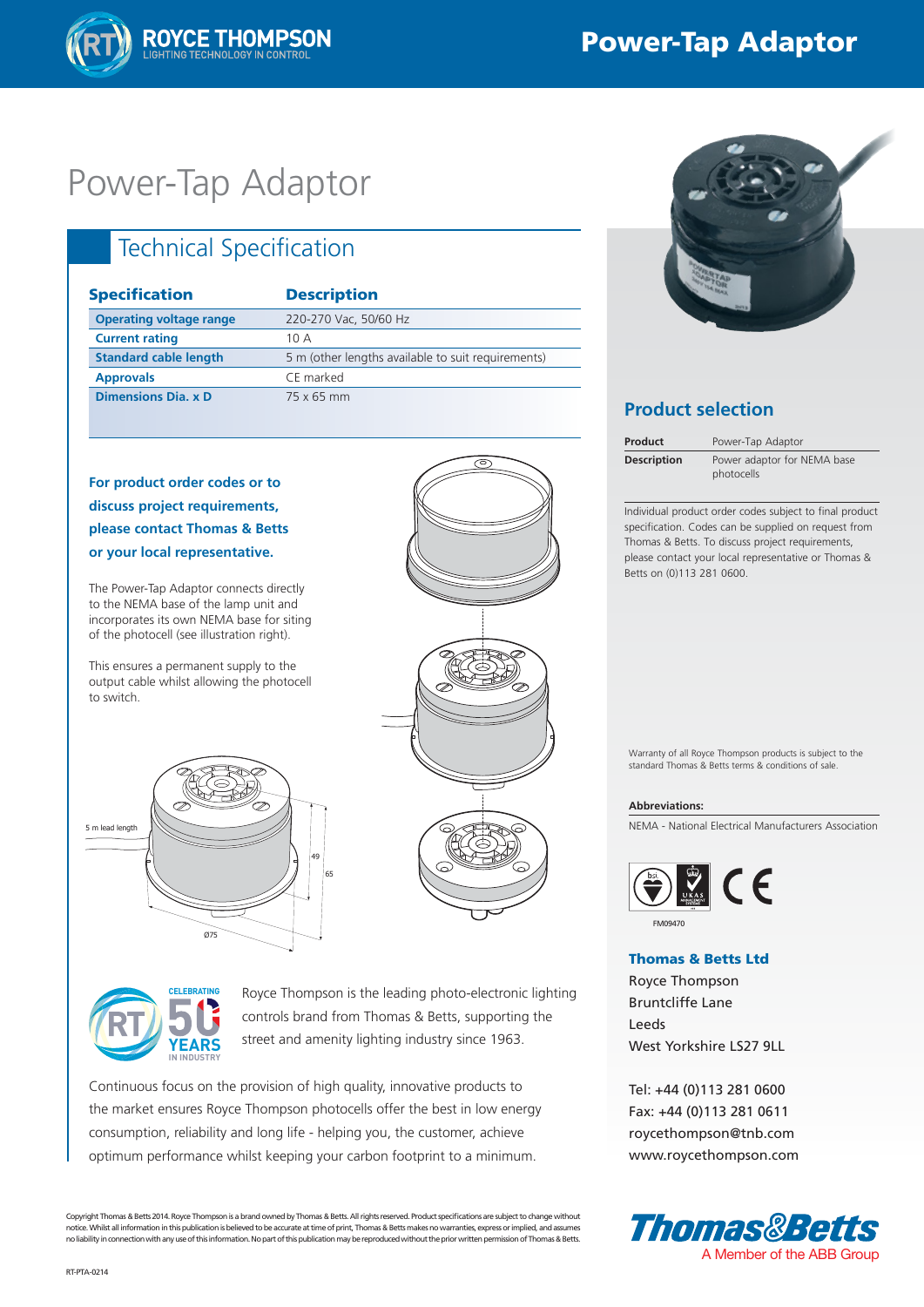# Power-Tap Adaptor

## Technical Specification

| Specification | Description |
|---|---|
| Operating voltage range | 220-270 Vac, 50/60 Hz |
| Current rating | 10 A |
| Standard cable length | 5 m (other lengths available to suit requirements) |
| Approvals | CE marked |
| Dimensions Dia. x D | 75 x 65 mm |

**For product order codes or to discuss project requirements, please contact Thomas & Betts or your local representative.**

The Power-Tap Adaptor connects directly to the NEMA base of the lamp unit and incorporates its own NEMA base for siting of the photocell (see illustration right).

This ensures a permanent supply to the output cable whilst allowing the photocell to switch.

5 m lead length

49

65

Ø75

Royce Thompson is the leading photo-electronic lighting controls brand from Thomas & Betts, supporting the street and amenity lighting industry since 1963.

Continuous focus on the provision of high quality, innovative products to the market ensures Royce Thompson photocells offer the best in low energy consumption, reliability and long life - helping you, the customer, achieve optimum performance whilst keeping your carbon footprint to a minimum.

## Product selection

| Product | Power-Tap Adaptor |
|---|---|
| Description | Power adaptor for NEMA base photocells |

Individual product order codes subject to final product specification. Codes can be supplied on request from Thomas & Betts. To discuss project requirements, please contact your local representative or Thomas & Betts on (0)113 281 0600.

Warranty of all Royce Thompson products is subject to the standard Thomas & Betts terms & conditions of sale.

**Abbreviations:**

NEMA - National Electrical Manufacturers Association

FM09470

**Thomas & Betts Ltd**
Royce Thompson
Bruntcliffe Lane
Leeds
West Yorkshire LS27 9LL

Tel: +44 (0)113 281 0600
Fax: +44 (0)113 281 0611
roycethompson@tnb.com
www.roycethompson.com

Thomas&Betts
A Member of the ABB Group

Copyright Thomas & Betts 2014. Royce Thompson is a brand owned by Thomas & Betts. All rights reserved. Product specifications are subject to change without notice. Whilst all information in this publication is believed to be accurate at time of print, Thomas & Betts makes no warranties, express or implied, and assumes no liability in connection with any use of this information. No part of this publication may be reproduced without the prior written permission of Thomas & Betts.

RT-PTA-0214